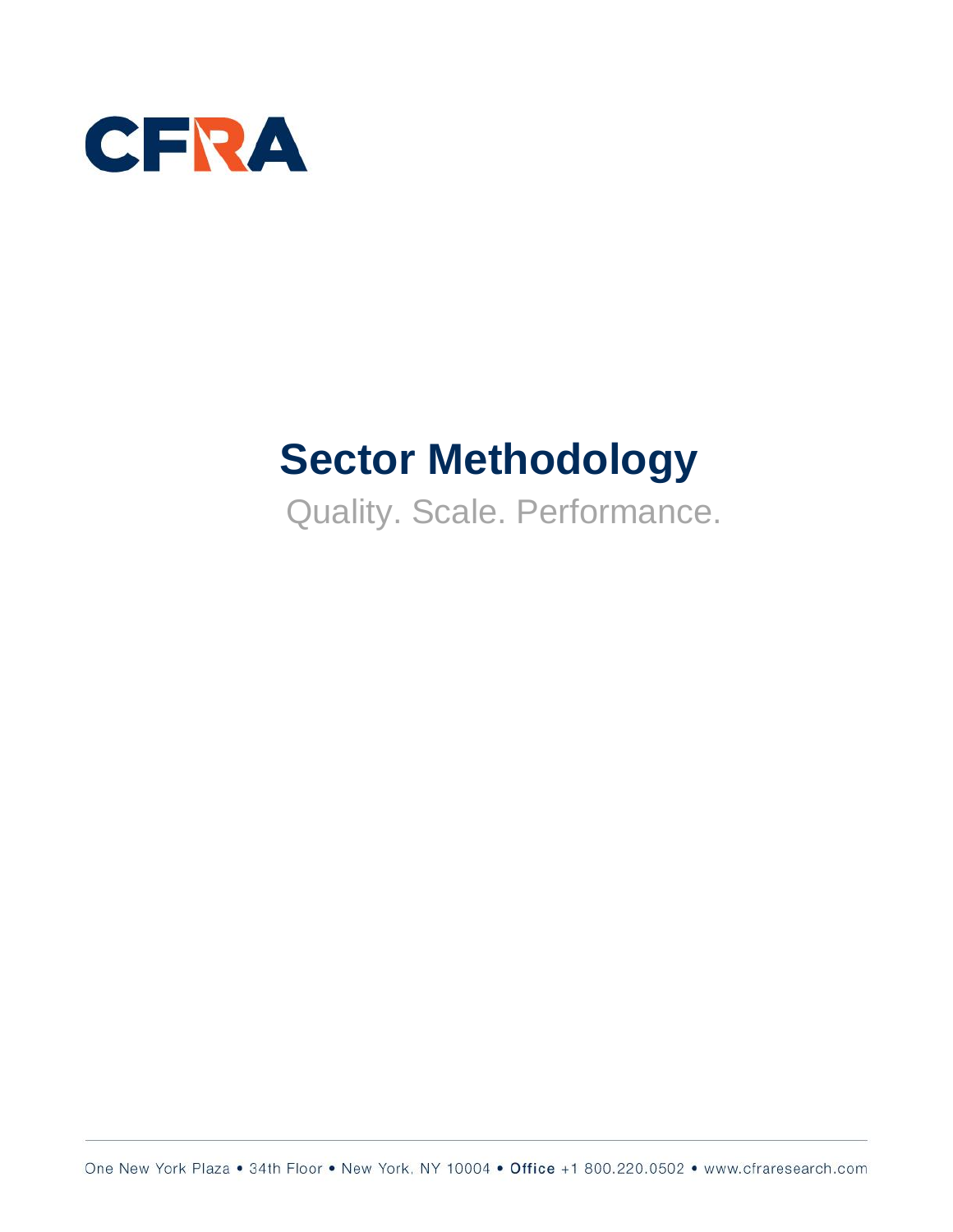CFRA

# Sector Methodology

Quality. Scale. Performance.

One New York Plaza • 34th Floor • New York, NY 10004 • **Office** +1 800.220.0502 • www.cfraresearch.com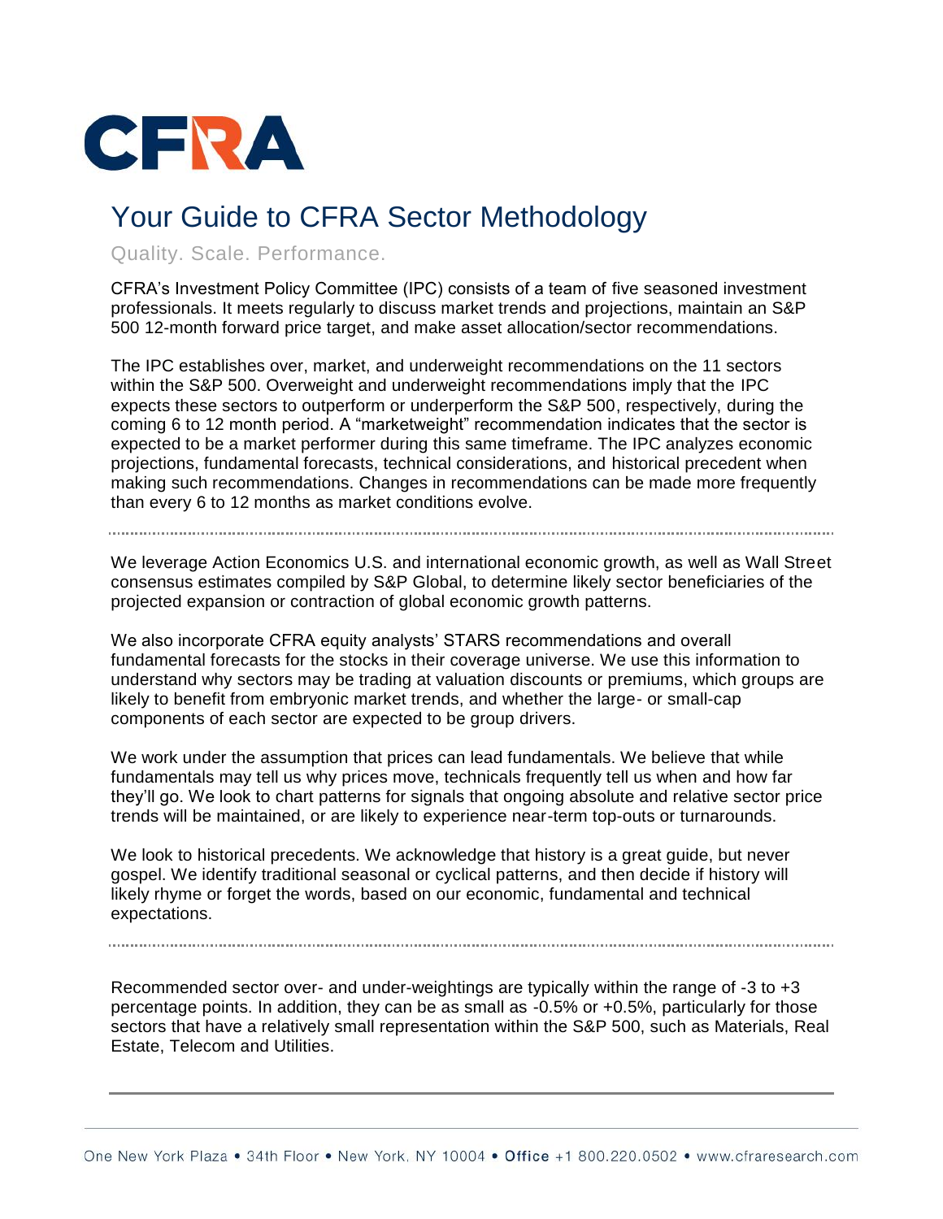# CFRA

## Your Guide to CFRA Sector Methodology

Quality. Scale. Performance.

CFRA's Investment Policy Committee (IPC) consists of a team of five seasoned investment professionals. It meets regularly to discuss market trends and projections, maintain an S&P 500 12-month forward price target, and make asset allocation/sector recommendations.

The IPC establishes over, market, and underweight recommendations on the 11 sectors within the S&P 500. Overweight and underweight recommendations imply that the IPC expects these sectors to outperform or underperform the S&P 500, respectively, during the coming 6 to 12 month period. A "marketweight" recommendation indicates that the sector is expected to be a market performer during this same timeframe. The IPC analyzes economic projections, fundamental forecasts, technical considerations, and historical precedent when making such recommendations. Changes in recommendations can be made more frequently than every 6 to 12 months as market conditions evolve.

---

We leverage Action Economics U.S. and international economic growth, as well as Wall Street consensus estimates compiled by S&P Global, to determine likely sector beneficiaries of the projected expansion or contraction of global economic growth patterns.

We also incorporate CFRA equity analysts' STARS recommendations and overall fundamental forecasts for the stocks in their coverage universe. We use this information to understand why sectors may be trading at valuation discounts or premiums, which groups are likely to benefit from embryonic market trends, and whether the large- or small-cap components of each sector are expected to be group drivers.

We work under the assumption that prices can lead fundamentals. We believe that while fundamentals may tell us why prices move, technicals frequently tell us when and how far they'll go. We look to chart patterns for signals that ongoing absolute and relative sector price trends will be maintained, or are likely to experience near-term top-outs or turnarounds.

We look to historical precedents. We acknowledge that history is a great guide, but never gospel. We identify traditional seasonal or cyclical patterns, and then decide if history will likely rhyme or forget the words, based on our economic, fundamental and technical expectations.

---

Recommended sector over- and under-weightings are typically within the range of -3 to +3 percentage points. In addition, they can be as small as -0.5% or +0.5%, particularly for those sectors that have a relatively small representation within the S&P 500, such as Materials, Real Estate, Telecom and Utilities.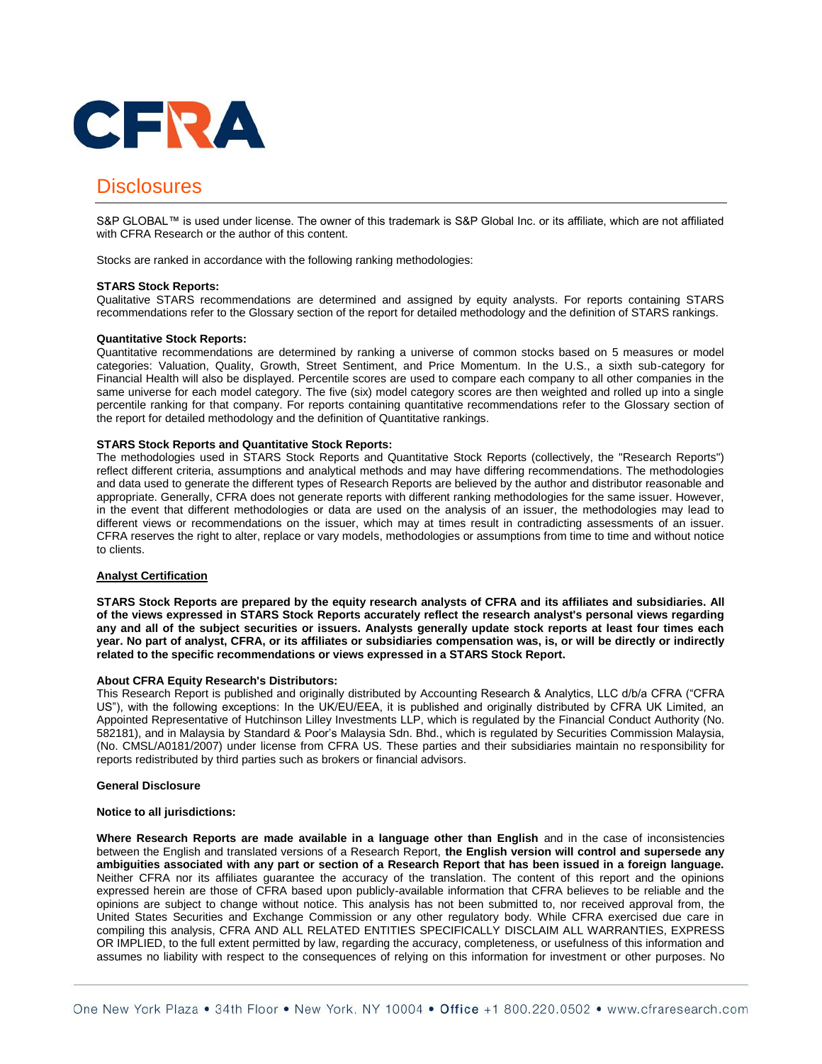# Disclosures

S&P GLOBAL™ is used under license. The owner of this trademark is S&P Global Inc. or its affiliate, which are not affiliated with CFRA Research or the author of this content.

Stocks are ranked in accordance with the following ranking methodologies:

**STARS Stock Reports:**
Qualitative STARS recommendations are determined and assigned by equity analysts. For reports containing STARS recommendations refer to the Glossary section of the report for detailed methodology and the definition of STARS rankings.

**Quantitative Stock Reports:**
Quantitative recommendations are determined by ranking a universe of common stocks based on 5 measures or model categories: Valuation, Quality, Growth, Street Sentiment, and Price Momentum. In the U.S., a sixth sub-category for Financial Health will also be displayed. Percentile scores are used to compare each company to all other companies in the same universe for each model category. The five (six) model category scores are then weighted and rolled up into a single percentile ranking for that company. For reports containing quantitative recommendations refer to the Glossary section of the report for detailed methodology and the definition of Quantitative rankings.

**STARS Stock Reports and Quantitative Stock Reports:**
The methodologies used in STARS Stock Reports and Quantitative Stock Reports (collectively, the "Research Reports") reflect different criteria, assumptions and analytical methods and may have differing recommendations. The methodologies and data used to generate the different types of Research Reports are believed by the author and distributor reasonable and appropriate. Generally, CFRA does not generate reports with different ranking methodologies for the same issuer. However, in the event that different methodologies or data are used on the analysis of an issuer, the methodologies may lead to different views or recommendations on the issuer, which may at times result in contradicting assessments of an issuer. CFRA reserves the right to alter, replace or vary models, methodologies or assumptions from time to time and without notice to clients.

**Analyst Certification**

**STARS Stock Reports are prepared by the equity research analysts of CFRA and its affiliates and subsidiaries. All of the views expressed in STARS Stock Reports accurately reflect the research analyst's personal views regarding any and all of the subject securities or issuers. Analysts generally update stock reports at least four times each year. No part of analyst, CFRA, or its affiliates or subsidiaries compensation was, is, or will be directly or indirectly related to the specific recommendations or views expressed in a STARS Stock Report.**

**About CFRA Equity Research's Distributors:**
This Research Report is published and originally distributed by Accounting Research & Analytics, LLC d/b/a CFRA ("CFRA US"), with the following exceptions: In the UK/EU/EEA, it is published and originally distributed by CFRA UK Limited, an Appointed Representative of Hutchinson Lilley Investments LLP, which is regulated by the Financial Conduct Authority (No. 582181), and in Malaysia by Standard & Poor's Malaysia Sdn. Bhd., which is regulated by Securities Commission Malaysia, (No. CMSL/A0181/2007) under license from CFRA US. These parties and their subsidiaries maintain no responsibility for reports redistributed by third parties such as brokers or financial advisors.

**General Disclosure**

**Notice to all jurisdictions:**

**Where Research Reports are made available in a language other than English** and in the case of inconsistencies between the English and translated versions of a Research Report, **the English version will control and supersede any ambiguities associated with any part or section of a Research Report that has been issued in a foreign language.** Neither CFRA nor its affiliates guarantee the accuracy of the translation. The content of this report and the opinions expressed herein are those of CFRA based upon publicly-available information that CFRA believes to be reliable and the opinions are subject to change without notice. This analysis has not been submitted to, nor received approval from, the United States Securities and Exchange Commission or any other regulatory body. While CFRA exercised due care in compiling this analysis, CFRA AND ALL RELATED ENTITIES SPECIFICALLY DISCLAIM ALL WARRANTIES, EXPRESS OR IMPLIED, to the full extent permitted by law, regarding the accuracy, completeness, or usefulness of this information and assumes no liability with respect to the consequences of relying on this information for investment or other purposes. No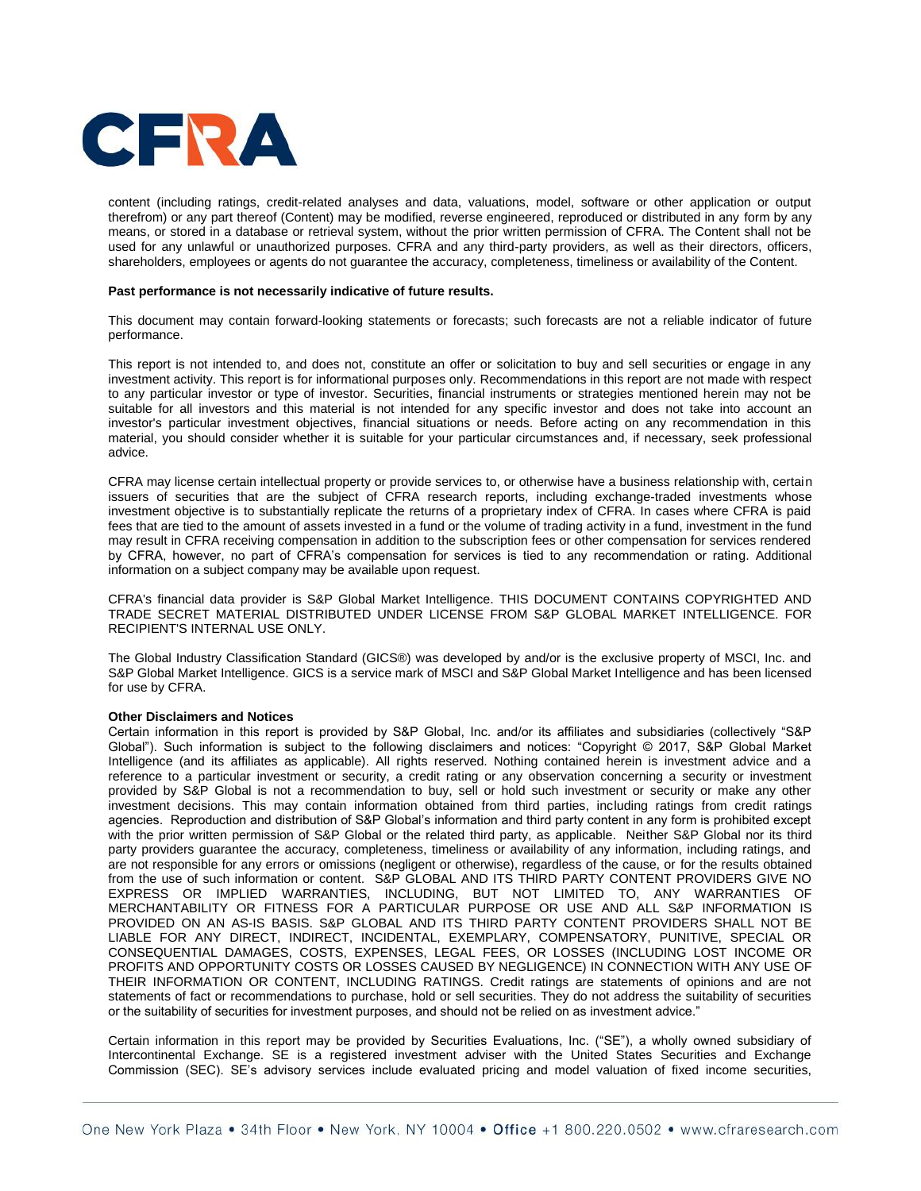content (including ratings, credit-related analyses and data, valuations, model, software or other application or output therefrom) or any part thereof (Content) may be modified, reverse engineered, reproduced or distributed in any form by any means, or stored in a database or retrieval system, without the prior written permission of CFRA. The Content shall not be used for any unlawful or unauthorized purposes. CFRA and any third-party providers, as well as their directors, officers, shareholders, employees or agents do not guarantee the accuracy, completeness, timeliness or availability of the Content.

**Past performance is not necessarily indicative of future results.**

This document may contain forward-looking statements or forecasts; such forecasts are not a reliable indicator of future performance.

This report is not intended to, and does not, constitute an offer or solicitation to buy and sell securities or engage in any investment activity. This report is for informational purposes only. Recommendations in this report are not made with respect to any particular investor or type of investor. Securities, financial instruments or strategies mentioned herein may not be suitable for all investors and this material is not intended for any specific investor and does not take into account an investor's particular investment objectives, financial situations or needs. Before acting on any recommendation in this material, you should consider whether it is suitable for your particular circumstances and, if necessary, seek professional advice.

CFRA may license certain intellectual property or provide services to, or otherwise have a business relationship with, certain issuers of securities that are the subject of CFRA research reports, including exchange-traded investments whose investment objective is to substantially replicate the returns of a proprietary index of CFRA. In cases where CFRA is paid fees that are tied to the amount of assets invested in a fund or the volume of trading activity in a fund, investment in the fund may result in CFRA receiving compensation in addition to the subscription fees or other compensation for services rendered by CFRA, however, no part of CFRA's compensation for services is tied to any recommendation or rating. Additional information on a subject company may be available upon request.

CFRA's financial data provider is S&P Global Market Intelligence. THIS DOCUMENT CONTAINS COPYRIGHTED AND TRADE SECRET MATERIAL DISTRIBUTED UNDER LICENSE FROM S&P GLOBAL MARKET INTELLIGENCE. FOR RECIPIENT'S INTERNAL USE ONLY.

The Global Industry Classification Standard (GICS®) was developed by and/or is the exclusive property of MSCI, Inc. and S&P Global Market Intelligence. GICS is a service mark of MSCI and S&P Global Market Intelligence and has been licensed for use by CFRA.

**Other Disclaimers and Notices**

Certain information in this report is provided by S&P Global, Inc. and/or its affiliates and subsidiaries (collectively "S&P Global"). Such information is subject to the following disclaimers and notices: "Copyright © 2017, S&P Global Market Intelligence (and its affiliates as applicable). All rights reserved. Nothing contained herein is investment advice and a reference to a particular investment or security, a credit rating or any observation concerning a security or investment provided by S&P Global is not a recommendation to buy, sell or hold such investment or security or make any other investment decisions. This may contain information obtained from third parties, including ratings from credit ratings agencies. Reproduction and distribution of S&P Global's information and third party content in any form is prohibited except with the prior written permission of S&P Global or the related third party, as applicable. Neither S&P Global nor its third party providers guarantee the accuracy, completeness, timeliness or availability of any information, including ratings, and are not responsible for any errors or omissions (negligent or otherwise), regardless of the cause, or for the results obtained from the use of such information or content. S&P GLOBAL AND ITS THIRD PARTY CONTENT PROVIDERS GIVE NO EXPRESS OR IMPLIED WARRANTIES, INCLUDING, BUT NOT LIMITED TO, ANY WARRANTIES OF MERCHANTABILITY OR FITNESS FOR A PARTICULAR PURPOSE OR USE AND ALL S&P INFORMATION IS PROVIDED ON AN AS-IS BASIS. S&P GLOBAL AND ITS THIRD PARTY CONTENT PROVIDERS SHALL NOT BE LIABLE FOR ANY DIRECT, INDIRECT, INCIDENTAL, EXEMPLARY, COMPENSATORY, PUNITIVE, SPECIAL OR CONSEQUENTIAL DAMAGES, COSTS, EXPENSES, LEGAL FEES, OR LOSSES (INCLUDING LOST INCOME OR PROFITS AND OPPORTUNITY COSTS OR LOSSES CAUSED BY NEGLIGENCE) IN CONNECTION WITH ANY USE OF THEIR INFORMATION OR CONTENT, INCLUDING RATINGS. Credit ratings are statements of opinions and are not statements of fact or recommendations to purchase, hold or sell securities. They do not address the suitability of securities or the suitability of securities for investment purposes, and should not be relied on as investment advice."

Certain information in this report may be provided by Securities Evaluations, Inc. ("SE"), a wholly owned subsidiary of Intercontinental Exchange. SE is a registered investment adviser with the United States Securities and Exchange Commission (SEC). SE's advisory services include evaluated pricing and model valuation of fixed income securities,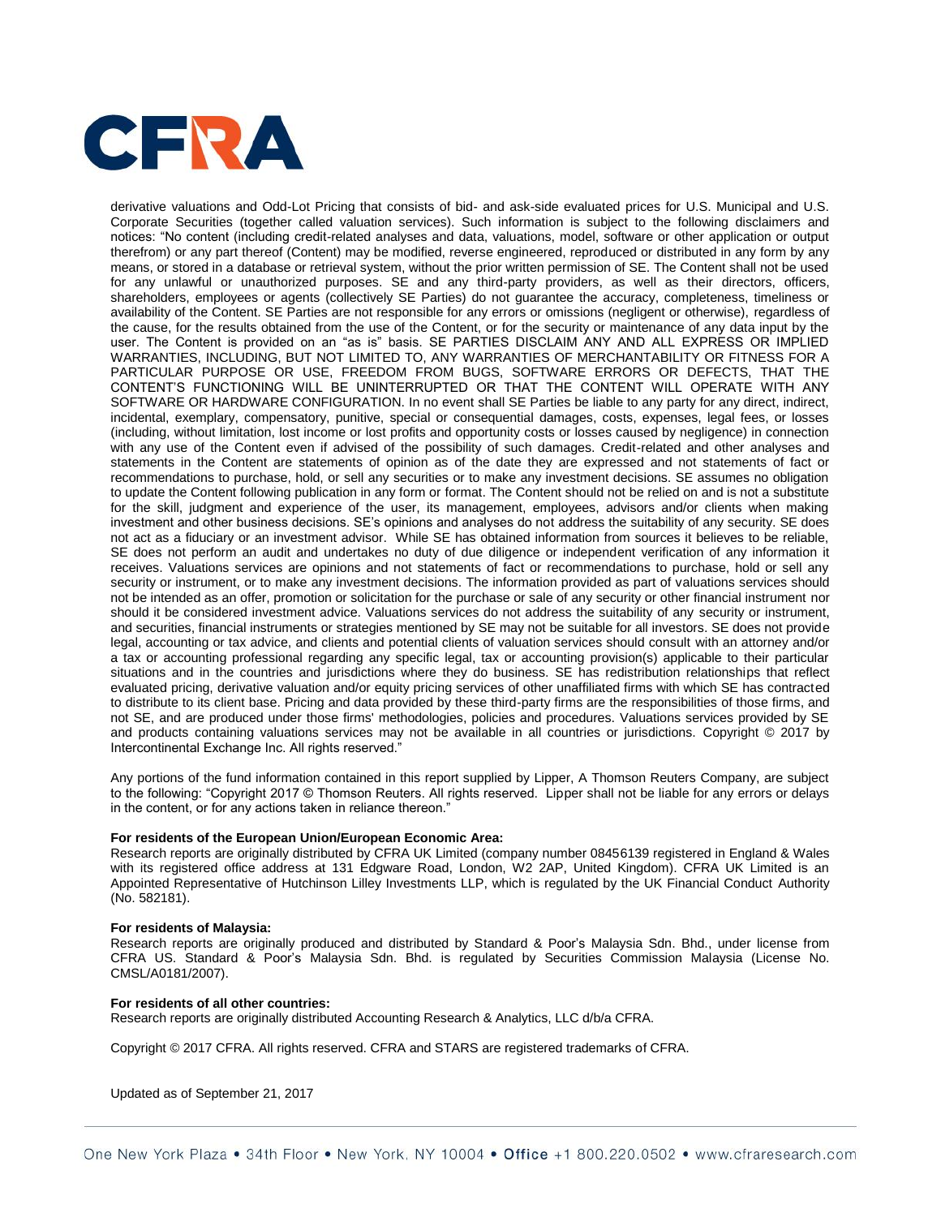derivative valuations and Odd-Lot Pricing that consists of bid- and ask-side evaluated prices for U.S. Municipal and U.S. Corporate Securities (together called valuation services). Such information is subject to the following disclaimers and notices: "No content (including credit-related analyses and data, valuations, model, software or other application or output therefrom) or any part thereof (Content) may be modified, reverse engineered, reproduced or distributed in any form by any means, or stored in a database or retrieval system, without the prior written permission of SE. The Content shall not be used for any unlawful or unauthorized purposes. SE and any third-party providers, as well as their directors, officers, shareholders, employees or agents (collectively SE Parties) do not guarantee the accuracy, completeness, timeliness or availability of the Content. SE Parties are not responsible for any errors or omissions (negligent or otherwise), regardless of the cause, for the results obtained from the use of the Content, or for the security or maintenance of any data input by the user. The Content is provided on an "as is" basis. SE PARTIES DISCLAIM ANY AND ALL EXPRESS OR IMPLIED WARRANTIES, INCLUDING, BUT NOT LIMITED TO, ANY WARRANTIES OF MERCHANTABILITY OR FITNESS FOR A PARTICULAR PURPOSE OR USE, FREEDOM FROM BUGS, SOFTWARE ERRORS OR DEFECTS, THAT THE CONTENT'S FUNCTIONING WILL BE UNINTERRUPTED OR THAT THE CONTENT WILL OPERATE WITH ANY SOFTWARE OR HARDWARE CONFIGURATION. In no event shall SE Parties be liable to any party for any direct, indirect, incidental, exemplary, compensatory, punitive, special or consequential damages, costs, expenses, legal fees, or losses (including, without limitation, lost income or lost profits and opportunity costs or losses caused by negligence) in connection with any use of the Content even if advised of the possibility of such damages. Credit-related and other analyses and statements in the Content are statements of opinion as of the date they are expressed and not statements of fact or recommendations to purchase, hold, or sell any securities or to make any investment decisions. SE assumes no obligation to update the Content following publication in any form or format. The Content should not be relied on and is not a substitute for the skill, judgment and experience of the user, its management, employees, advisors and/or clients when making investment and other business decisions. SE's opinions and analyses do not address the suitability of any security. SE does not act as a fiduciary or an investment advisor. While SE has obtained information from sources it believes to be reliable, SE does not perform an audit and undertakes no duty of due diligence or independent verification of any information it receives. Valuations services are opinions and not statements of fact or recommendations to purchase, hold or sell any security or instrument, or to make any investment decisions. The information provided as part of valuations services should not be intended as an offer, promotion or solicitation for the purchase or sale of any security or other financial instrument nor should it be considered investment advice. Valuations services do not address the suitability of any security or instrument, and securities, financial instruments or strategies mentioned by SE may not be suitable for all investors. SE does not provide legal, accounting or tax advice, and clients and potential clients of valuation services should consult with an attorney and/or a tax or accounting professional regarding any specific legal, tax or accounting provision(s) applicable to their particular situations and in the countries and jurisdictions where they do business. SE has redistribution relationships that reflect evaluated pricing, derivative valuation and/or equity pricing services of other unaffiliated firms with which SE has contracted to distribute to its client base. Pricing and data provided by these third-party firms are the responsibilities of those firms, and not SE, and are produced under those firms' methodologies, policies and procedures. Valuations services provided by SE and products containing valuations services may not be available in all countries or jurisdictions. Copyright © 2017 by Intercontinental Exchange Inc. All rights reserved."

Any portions of the fund information contained in this report supplied by Lipper, A Thomson Reuters Company, are subject to the following: "Copyright 2017 © Thomson Reuters. All rights reserved. Lipper shall not be liable for any errors or delays in the content, or for any actions taken in reliance thereon."

**For residents of the European Union/European Economic Area:**
Research reports are originally distributed by CFRA UK Limited (company number 08456139 registered in England & Wales with its registered office address at 131 Edgware Road, London, W2 2AP, United Kingdom). CFRA UK Limited is an Appointed Representative of Hutchinson Lilley Investments LLP, which is regulated by the UK Financial Conduct Authority (No. 582181).

**For residents of Malaysia:**
Research reports are originally produced and distributed by Standard & Poor's Malaysia Sdn. Bhd., under license from CFRA US. Standard & Poor's Malaysia Sdn. Bhd. is regulated by Securities Commission Malaysia (License No. CMSL/A0181/2007).

**For residents of all other countries:**
Research reports are originally distributed Accounting Research & Analytics, LLC d/b/a CFRA.

Copyright © 2017 CFRA. All rights reserved. CFRA and STARS are registered trademarks of CFRA.

Updated as of September 21, 2017